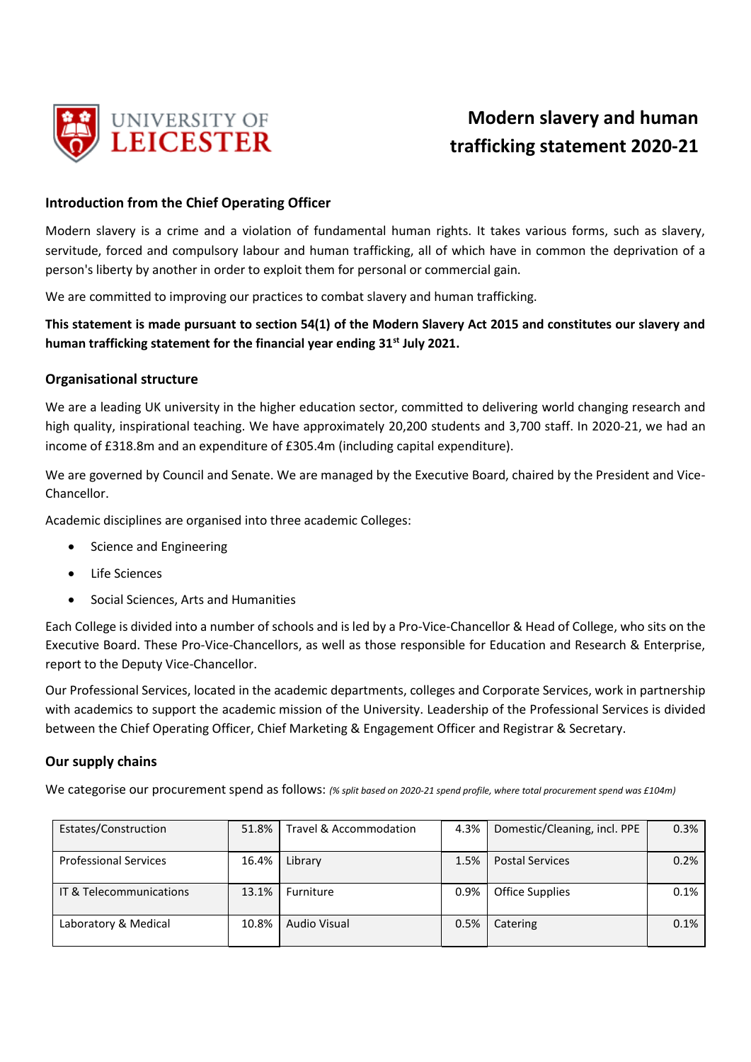# Modern slavery and human trafficking statement 2020-21

## Introduction from the Chief Operating Officer

Modern slavery is a crime and a violation of fundamental human rights. It takes various forms, such as slavery, servitude, forced and compulsory labour and human trafficking, all of which have in common the deprivation of a person's liberty by another in order to exploit them for personal or commercial gain.

We are committed to improving our practices to combat slavery and human trafficking.

**This statement is made pursuant to section 54(1) of the Modern Slavery Act 2015 and constitutes our slavery and human trafficking statement for the financial year ending 31st July 2021.**

## Organisational structure

We are a leading UK university in the higher education sector, committed to delivering world changing research and high quality, inspirational teaching. We have approximately 20,200 students and 3,700 staff. In 2020-21, we had an income of £318.8m and an expenditure of £305.4m (including capital expenditure).

We are governed by Council and Senate. We are managed by the Executive Board, chaired by the President and Vice-Chancellor.

Academic disciplines are organised into three academic Colleges:

- Science and Engineering
- Life Sciences
- Social Sciences, Arts and Humanities

Each College is divided into a number of schools and is led by a Pro-Vice-Chancellor & Head of College, who sits on the Executive Board. These Pro-Vice-Chancellors, as well as those responsible for Education and Research & Enterprise, report to the Deputy Vice-Chancellor.

Our Professional Services, located in the academic departments, colleges and Corporate Services, work in partnership with academics to support the academic mission of the University. Leadership of the Professional Services is divided between the Chief Operating Officer, Chief Marketing & Engagement Officer and Registrar & Secretary.

## Our supply chains

We categorise our procurement spend as follows: *(% split based on 2020-21 spend profile, where total procurement spend was £104m)*

| | | | | | |
|---|---|---|---|---|---|
| Estates/Construction | 51.8% | Travel & Accommodation | 4.3% | Domestic/Cleaning, incl. PPE | 0.3% |
| Professional Services | 16.4% | Library | 1.5% | Postal Services | 0.2% |
| IT & Telecommunications | 13.1% | Furniture | 0.9% | Office Supplies | 0.1% |
| Laboratory & Medical | 10.8% | Audio Visual | 0.5% | Catering | 0.1% |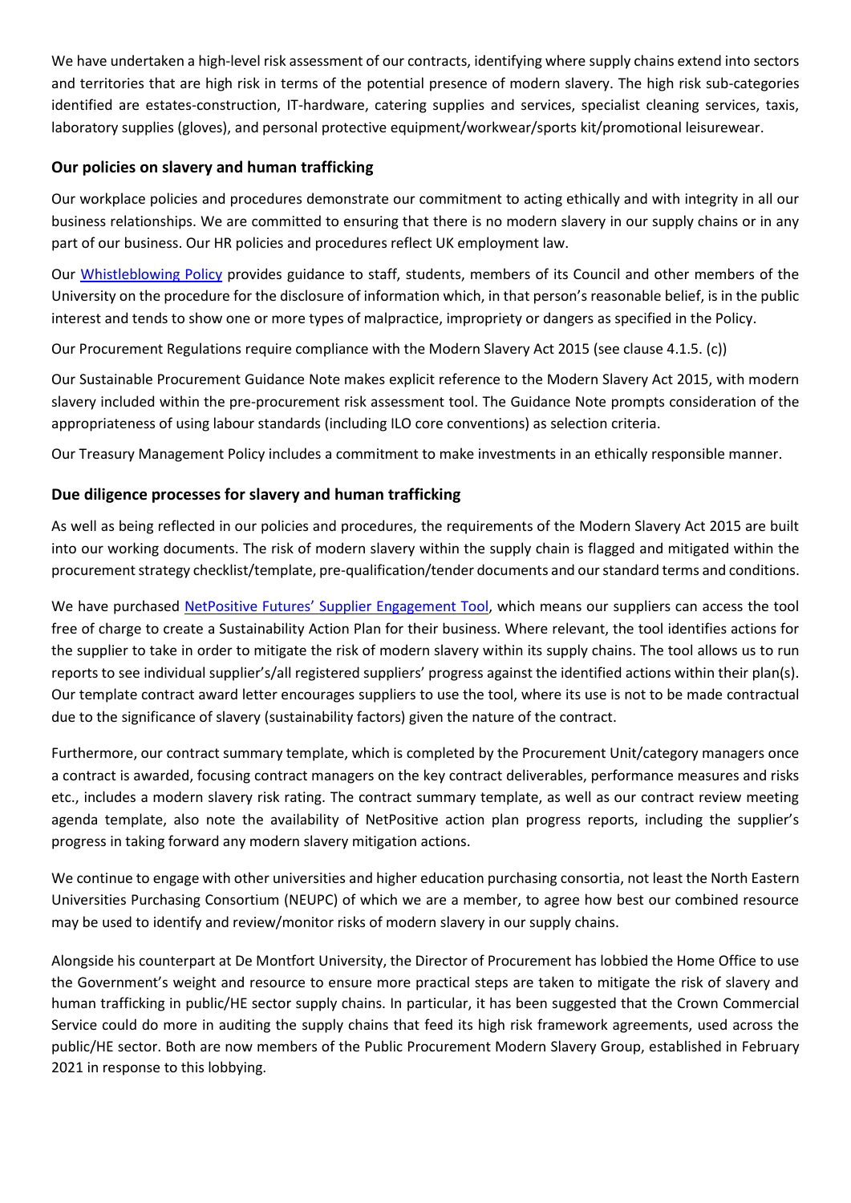We have undertaken a high-level risk assessment of our contracts, identifying where supply chains extend into sectors and territories that are high risk in terms of the potential presence of modern slavery. The high risk sub-categories identified are estates-construction, IT-hardware, catering supplies and services, specialist cleaning services, taxis, laboratory supplies (gloves), and personal protective equipment/workwear/sports kit/promotional leisurewear.

## Our policies on slavery and human trafficking

Our workplace policies and procedures demonstrate our commitment to acting ethically and with integrity in all our business relationships. We are committed to ensuring that there is no modern slavery in our supply chains or in any part of our business. Our HR policies and procedures reflect UK employment law.

Our Whistleblowing Policy provides guidance to staff, students, members of its Council and other members of the University on the procedure for the disclosure of information which, in that person's reasonable belief, is in the public interest and tends to show one or more types of malpractice, impropriety or dangers as specified in the Policy.

Our Procurement Regulations require compliance with the Modern Slavery Act 2015 (see clause 4.1.5. (c))

Our Sustainable Procurement Guidance Note makes explicit reference to the Modern Slavery Act 2015, with modern slavery included within the pre-procurement risk assessment tool. The Guidance Note prompts consideration of the appropriateness of using labour standards (including ILO core conventions) as selection criteria.

Our Treasury Management Policy includes a commitment to make investments in an ethically responsible manner.

## Due diligence processes for slavery and human trafficking

As well as being reflected in our policies and procedures, the requirements of the Modern Slavery Act 2015 are built into our working documents. The risk of modern slavery within the supply chain is flagged and mitigated within the procurement strategy checklist/template, pre-qualification/tender documents and our standard terms and conditions.

We have purchased NetPositive Futures' Supplier Engagement Tool, which means our suppliers can access the tool free of charge to create a Sustainability Action Plan for their business. Where relevant, the tool identifies actions for the supplier to take in order to mitigate the risk of modern slavery within its supply chains. The tool allows us to run reports to see individual supplier's/all registered suppliers' progress against the identified actions within their plan(s). Our template contract award letter encourages suppliers to use the tool, where its use is not to be made contractual due to the significance of slavery (sustainability factors) given the nature of the contract.

Furthermore, our contract summary template, which is completed by the Procurement Unit/category managers once a contract is awarded, focusing contract managers on the key contract deliverables, performance measures and risks etc., includes a modern slavery risk rating. The contract summary template, as well as our contract review meeting agenda template, also note the availability of NetPositive action plan progress reports, including the supplier's progress in taking forward any modern slavery mitigation actions.

We continue to engage with other universities and higher education purchasing consortia, not least the North Eastern Universities Purchasing Consortium (NEUPC) of which we are a member, to agree how best our combined resource may be used to identify and review/monitor risks of modern slavery in our supply chains.

Alongside his counterpart at De Montfort University, the Director of Procurement has lobbied the Home Office to use the Government's weight and resource to ensure more practical steps are taken to mitigate the risk of slavery and human trafficking in public/HE sector supply chains. In particular, it has been suggested that the Crown Commercial Service could do more in auditing the supply chains that feed its high risk framework agreements, used across the public/HE sector. Both are now members of the Public Procurement Modern Slavery Group, established in February 2021 in response to this lobbying.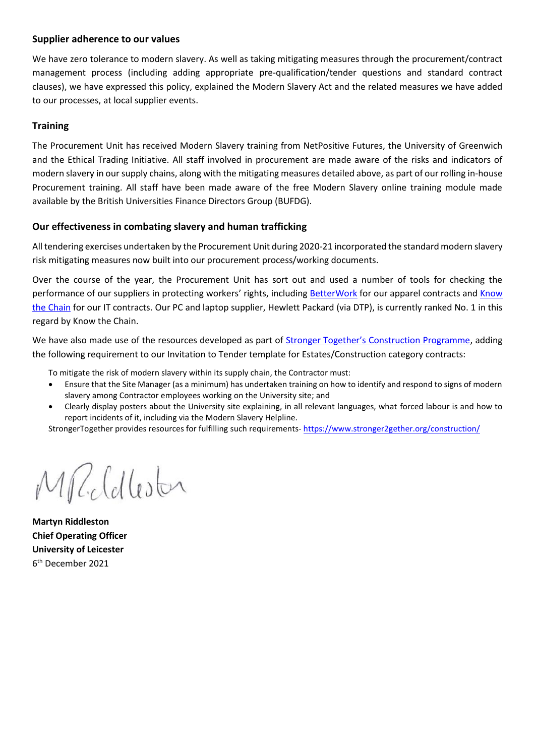### Supplier adherence to our values

We have zero tolerance to modern slavery. As well as taking mitigating measures through the procurement/contract management process (including adding appropriate pre-qualification/tender questions and standard contract clauses), we have expressed this policy, explained the Modern Slavery Act and the related measures we have added to our processes, at local supplier events.

### Training

The Procurement Unit has received Modern Slavery training from NetPositive Futures, the University of Greenwich and the Ethical Trading Initiative. All staff involved in procurement are made aware of the risks and indicators of modern slavery in our supply chains, along with the mitigating measures detailed above, as part of our rolling in-house Procurement training. All staff have been made aware of the free Modern Slavery online training module made available by the British Universities Finance Directors Group (BUFDG).

### Our effectiveness in combating slavery and human trafficking

All tendering exercises undertaken by the Procurement Unit during 2020-21 incorporated the standard modern slavery risk mitigating measures now built into our procurement process/working documents.

Over the course of the year, the Procurement Unit has sort out and used a number of tools for checking the performance of our suppliers in protecting workers' rights, including BetterWork for our apparel contracts and Know the Chain for our IT contracts. Our PC and laptop supplier, Hewlett Packard (via DTP), is currently ranked No. 1 in this regard by Know the Chain.

We have also made use of the resources developed as part of Stronger Together's Construction Programme, adding the following requirement to our Invitation to Tender template for Estates/Construction category contracts:

> To mitigate the risk of modern slavery within its supply chain, the Contractor must:
>
> - Ensure that the Site Manager (as a minimum) has undertaken training on how to identify and respond to signs of modern slavery among Contractor employees working on the University site; and
> - Clearly display posters about the University site explaining, in all relevant languages, what forced labour is and how to report incidents of it, including via the Modern Slavery Helpline.
>
> StrongerTogether provides resources for fulfilling such requirements- https://www.stronger2gether.org/construction/

**Martyn Riddleston**
**Chief Operating Officer**
**University of Leicester**
6th December 2021